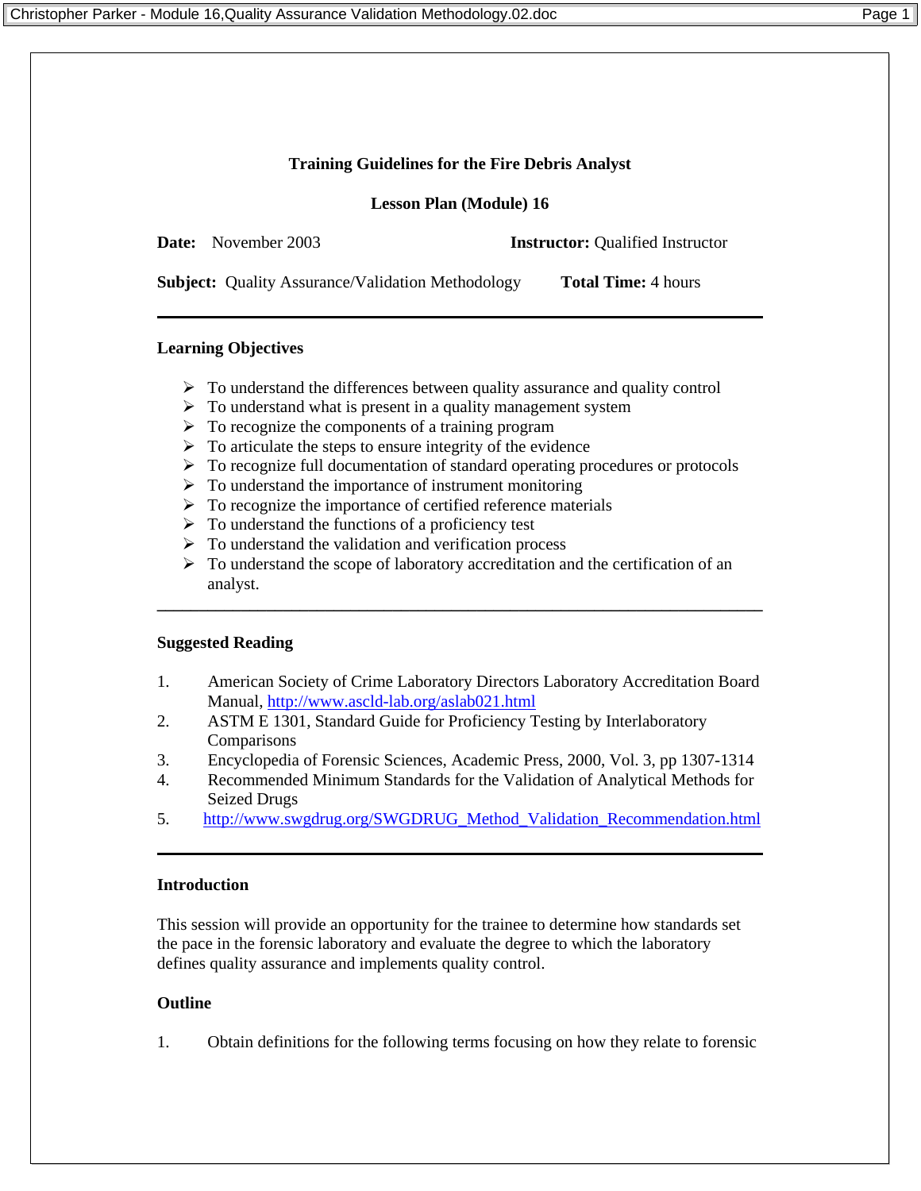**Training Guidelines for the Fire Debris Analyst**

**Lesson Plan (Module) 16**

**Date:** November 2003 **Instructor:** Qualified Instructor

**Subject:** Quality Assurance/Validation Methodology **Total Time:** 4 hours

---

### Learning Objectives

- To understand the differences between quality assurance and quality control
- To understand what is present in a quality management system
- To recognize the components of a training program
- To articulate the steps to ensure integrity of the evidence
- To recognize full documentation of standard operating procedures or protocols
- To understand the importance of instrument monitoring
- To recognize the importance of certified reference materials
- To understand the functions of a proficiency test
- To understand the validation and verification process
- To understand the scope of laboratory accreditation and the certification of an analyst.

---

### Suggested Reading

1. American Society of Crime Laboratory Directors Laboratory Accreditation Board Manual, http://www.ascld-lab.org/aslab021.html
2. ASTM E 1301, Standard Guide for Proficiency Testing by Interlaboratory Comparisons
3. Encyclopedia of Forensic Sciences, Academic Press, 2000, Vol. 3, pp 1307-1314
4. Recommended Minimum Standards for the Validation of Analytical Methods for Seized Drugs
5. http://www.swgdrug.org/SWGDRUG_Method_Validation_Recommendation.html

---

### Introduction

This session will provide an opportunity for the trainee to determine how standards set the pace in the forensic laboratory and evaluate the degree to which the laboratory defines quality assurance and implements quality control.

### Outline

1. Obtain definitions for the following terms focusing on how they relate to forensic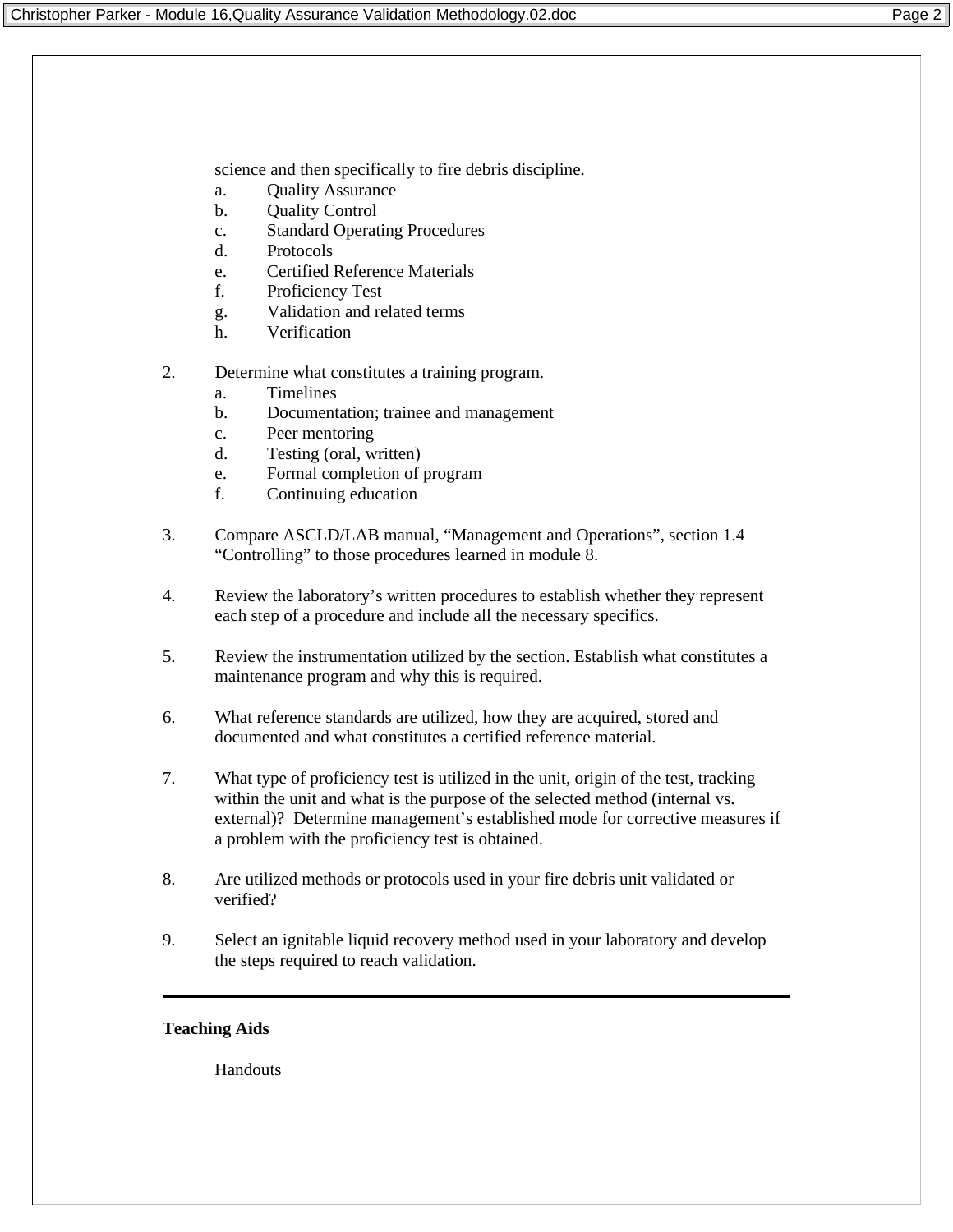science and then specifically to fire debris discipline.

   a. Quality Assurance
   b. Quality Control
   c. Standard Operating Procedures
   d. Protocols
   e. Certified Reference Materials
   f. Proficiency Test
   g. Validation and related terms
   h. Verification

2. Determine what constitutes a training program.
   a. Timelines
   b. Documentation; trainee and management
   c. Peer mentoring
   d. Testing (oral, written)
   e. Formal completion of program
   f. Continuing education

3. Compare ASCLD/LAB manual, “Management and Operations”, section 1.4 “Controlling” to those procedures learned in module 8.

4. Review the laboratory’s written procedures to establish whether they represent each step of a procedure and include all the necessary specifics.

5. Review the instrumentation utilized by the section. Establish what constitutes a maintenance program and why this is required.

6. What reference standards are utilized, how they are acquired, stored and documented and what constitutes a certified reference material.

7. What type of proficiency test is utilized in the unit, origin of the test, tracking within the unit and what is the purpose of the selected method (internal vs. external)? Determine management’s established mode for corrective measures if a problem with the proficiency test is obtained.

8. Are utilized methods or protocols used in your fire debris unit validated or verified?

9. Select an ignitable liquid recovery method used in your laboratory and develop the steps required to reach validation.

---

**Teaching Aids**

Handouts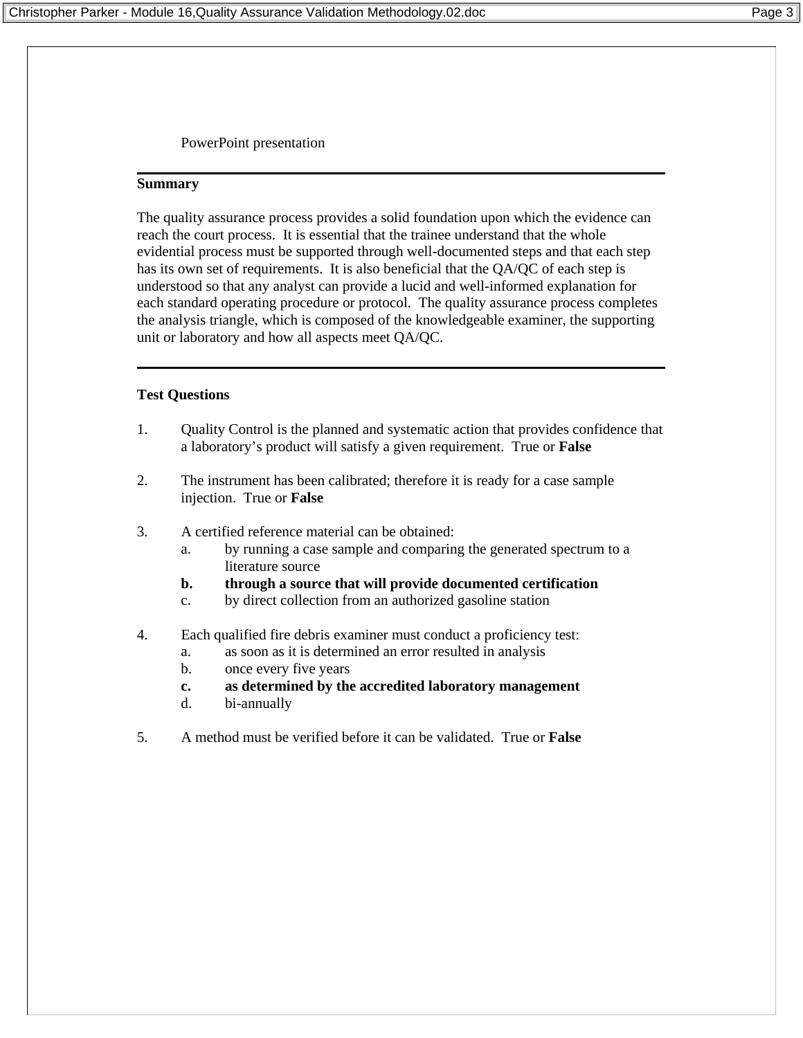PowerPoint presentation

---

**Summary**

The quality assurance process provides a solid foundation upon which the evidence can reach the court process. It is essential that the trainee understand that the whole evidential process must be supported through well-documented steps and that each step has its own set of requirements. It is also beneficial that the QA/QC of each step is understood so that any analyst can provide a lucid and well-informed explanation for each standard operating procedure or protocol. The quality assurance process completes the analysis triangle, which is composed of the knowledgeable examiner, the supporting unit or laboratory and how all aspects meet QA/QC.

---

**Test Questions**

1. Quality Control is the planned and systematic action that provides confidence that a laboratory's product will satisfy a given requirement. True or **False**

2. The instrument has been calibrated; therefore it is ready for a case sample injection. True or **False**

3. A certified reference material can be obtained:
   a. by running a case sample and comparing the generated spectrum to a literature source
   **b. through a source that will provide documented certification**
   c. by direct collection from an authorized gasoline station

4. Each qualified fire debris examiner must conduct a proficiency test:
   a. as soon as it is determined an error resulted in analysis
   b. once every five years
   **c. as determined by the accredited laboratory management**
   d. bi-annually

5. A method must be verified before it can be validated. True or **False**